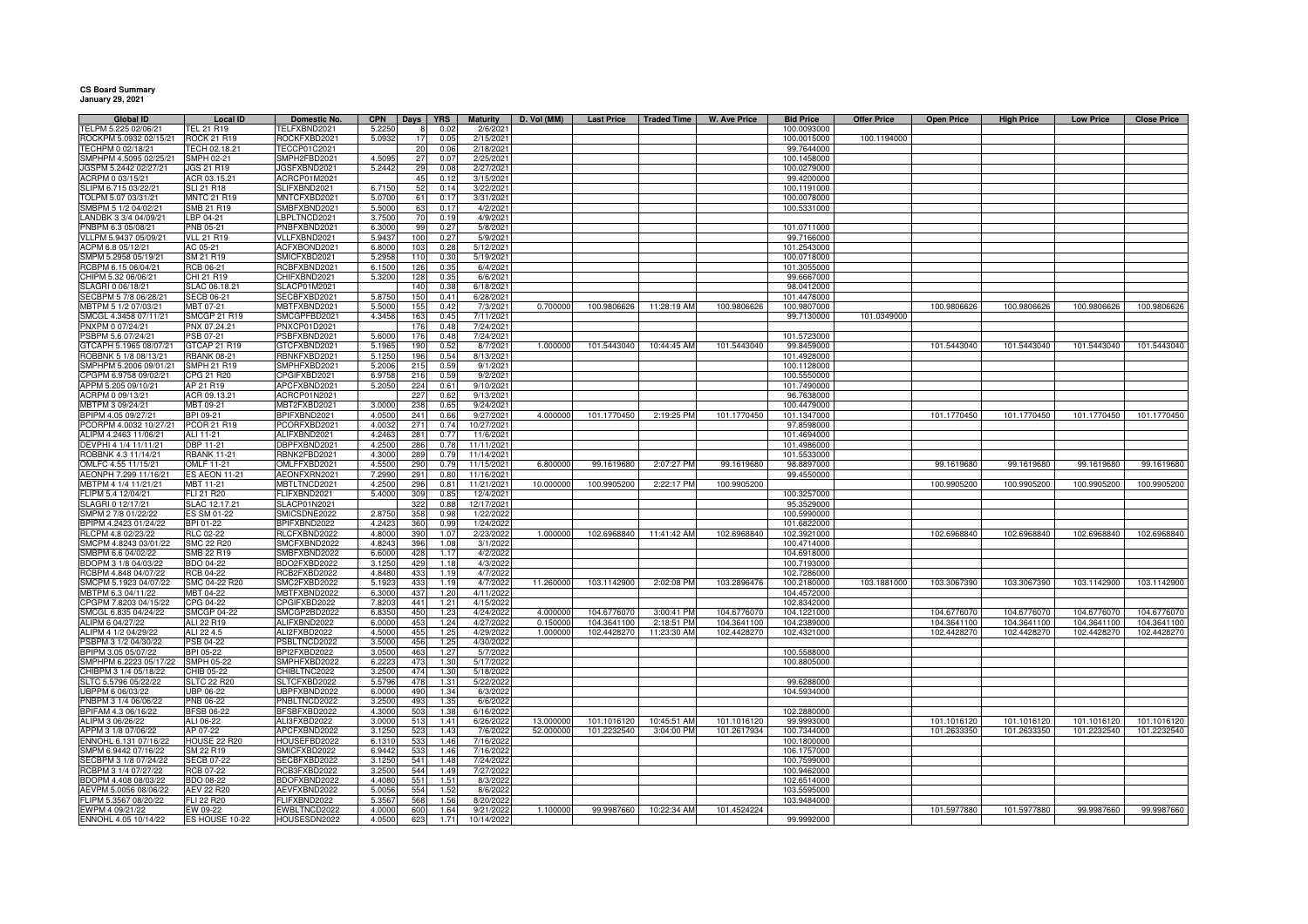**CS Board Summary**
**January 29, 2021**

| Global ID | Local ID | Domestic No. | CPN | Days | YRS | Maturity | D. Vol (MM) | Last Price | Traded Time | W. Ave Price | Bid Price | Offer Price | Open Price | High Price | Low Price | Close Price |
|---|---|---|---|---|---|---|---|---|---|---|---|---|---|---|---|---|
| TELPM 5.225 02/06/21 | TEL 21 R19 | TELFXBND2021 | 5.2250 | 8 | 0.02 | 2/6/2021 | | | | | 100.0093000 | | | | | |
| ROCKPM 5.0932 02/15/21 | ROCK 21 R19 | ROCKFXBD2021 | 5.0932 | 17 | 0.05 | 2/15/2021 | | | | | 100.0015000 | 100.1194000 | | | | |
| TECHPM 0 02/18/21 | TECH 02.18.21 | TECCP01C2021 | | 20 | 0.06 | 2/18/2021 | | | | | 99.7644000 | | | | | |
| SMPHPM 4.5095 02/25/21 | SMPH 02-21 | SMPH2FBD2021 | 4.5095 | 27 | 0.07 | 2/25/2021 | | | | | 100.1458000 | | | | | |
| JGSPM 5.2442 02/27/21 | JGS 21 R19 | JGSFXBND2021 | 5.2442 | 29 | 0.08 | 2/27/2021 | | | | | 100.0279000 | | | | | |
| ACRPM 0 03/15/21 | ACR 03.15.21 | ACRCP01M2021 | | 45 | 0.12 | 3/15/2021 | | | | | 99.4200000 | | | | | |
| SLIPM 6.715 03/22/21 | SLI 21 R18 | SLIFXBND2021 | 6.7150 | 52 | 0.14 | 3/22/2021 | | | | | 100.1191000 | | | | | |
| TOLPM 5.07 03/31/21 | MNTC 21 R19 | MNTCFXBD2021 | 5.0700 | 61 | 0.17 | 3/31/2021 | | | | | 100.0078000 | | | | | |
| SMBPM 5 1/2 04/02/21 | SMB 21 R19 | SMBFXBND2021 | 5.5000 | 63 | 0.17 | 4/2/2021 | | | | | 100.5331000 | | | | | |
| LANDBK 3 3/4 04/09/21 | LBP 04-21 | LBPLTNCD2021 | 3.7500 | 70 | 0.19 | 4/9/2021 | | | | | | | | | | |
| PNBPM 6.3 05/08/21 | PNB 05-21 | PNBFXBND2021 | 6.3000 | 99 | 0.27 | 5/8/2021 | | | | | 101.0711000 | | | | | |
| VLLPM 5.9437 05/09/21 | VLL 21 R19 | VLLFXBND2021 | 5.9437 | 100 | 0.27 | 5/9/2021 | | | | | 99.7166000 | | | | | |
| ACPM 6.8 05/12/21 | AC 05-21 | ACFXBOND2021 | 6.8000 | 103 | 0.28 | 5/12/2021 | | | | | 101.2543000 | | | | | |
| SMPM 5.2958 05/19/21 | SM 21 R19 | SMICFXBD2021 | 5.2958 | 110 | 0.30 | 5/19/2021 | | | | | 100.0718000 | | | | | |
| RCBPM 6.15 06/04/21 | RCB 06-21 | RCBFXBND2021 | 6.1500 | 126 | 0.35 | 6/4/2021 | | | | | 101.3055000 | | | | | |
| CHIPM 5.32 06/06/21 | CHI 21 R19 | CHIFXBND2021 | 5.3200 | 128 | 0.35 | 6/6/2021 | | | | | 99.6667000 | | | | | |
| SLAGRI 0 06/18/21 | SLAC 06.18.21 | SLACP01M2021 | | 140 | 0.38 | 6/18/2021 | | | | | 98.0412000 | | | | | |
| SECBPM 5 7/8 06/28/21 | SECB 06-21 | SECBFXBD2021 | 5.8750 | 150 | 0.41 | 6/28/2021 | | | | | 101.4478000 | | | | | |
| MBTPM 5 1/2 07/03/21 | MBT 07-21 | MBTFXBND2021 | 5.5000 | 155 | 0.42 | 7/3/2021 | 0.700000 | 100.9806626 | 11:28:19 AM | 100.9806626 | 100.9807000 | | 100.9806626 | 100.9806626 | 100.9806626 | 100.9806626 |
| SMCGL 4.3458 07/11/21 | SMCGP 21 R19 | SMCGPFBD2021 | 4.3458 | 163 | 0.45 | 7/11/2021 | | | | | 99.7130000 | 101.0349000 | | | | |
| PNXPM 0 07/24/21 | PNX 07.24.21 | PNXCP01D2021 | | 176 | 0.48 | 7/24/2021 | | | | | | | | | | |
| PSBPM 5.6 07/24/21 | PSB 07-21 | PSBFXBND2021 | 5.6000 | 176 | 0.48 | 7/24/2021 | | | | | 101.5723000 | | | | | |
| GTCAPH 5.1965 08/07/21 | GTCAP 21 R19 | GTCFXBND2021 | 5.1965 | 190 | 0.52 | 8/7/2021 | 1.000000 | 101.5443040 | 10:44:45 AM | 101.5443040 | 99.8459000 | | 101.5443040 | 101.5443040 | 101.5443040 | 101.5443040 |
| ROBBNK 5 1/8 08/13/21 | RBANK 08-21 | RBNKFXBD2021 | 5.1250 | 196 | 0.54 | 8/13/2021 | | | | | 101.4928000 | | | | | |
| SMPHPM 5.2006 09/01/21 | SMPH 21 R19 | SMPHFXBD2021 | 5.2006 | 215 | 0.59 | 9/1/2021 | | | | | 100.1128000 | | | | | |
| CPGPM 6.9758 09/02/21 | CPG 21 R20 | CPGIFXBD2021 | 6.9758 | 216 | 0.59 | 9/2/2021 | | | | | 100.5550000 | | | | | |
| APPM 5.205 09/10/21 | AP 21 R19 | APCFXBND2021 | 5.2050 | 224 | 0.61 | 9/10/2021 | | | | | 101.7490000 | | | | | |
| ACRPM 0 09/13/21 | ACR 09.13.21 | ACRCP01N2021 | | 227 | 0.62 | 9/13/2021 | | | | | 96.7638000 | | | | | |
| MBTPM 3 09/24/21 | MBT 09-21 | MBT2FXBD2021 | 3.0000 | 238 | 0.65 | 9/24/2021 | | | | | 100.4479000 | | | | | |
| BPIPM 4.05 09/27/21 | BPI 09-21 | BPIFXBND2021 | 4.0500 | 241 | 0.66 | 9/27/2021 | 4.000000 | 101.1770450 | 2:19:25 PM | 101.1770450 | 101.1347000 | | 101.1770450 | 101.1770450 | 101.1770450 | 101.1770450 |
| PCORPM 4.0032 10/27/21 | PCOR 21 R19 | PCORFXBD2021 | 4.0032 | 271 | 0.74 | 10/27/2021 | | | | | 97.8598000 | | | | | |
| ALIPM 4.2463 11/06/21 | ALI 11-21 | ALIFXBND2021 | 4.2463 | 281 | 0.77 | 11/6/2021 | | | | | 101.4694000 | | | | | |
| DEVPHI 4 1/4 11/11/21 | DBP 11-21 | DBPFXBND2021 | 4.2500 | 286 | 0.78 | 11/11/2021 | | | | | 101.4986000 | | | | | |
| ROBBNK 4.3 11/14/21 | RBANK 11-21 | RBNK2FBD2021 | 4.3000 | 289 | 0.79 | 11/14/2021 | | | | | 101.5533000 | | | | | |
| OMLFC 4.55 11/15/21 | OMLF 11-21 | OMLFFXBD2021 | 4.5500 | 290 | 0.79 | 11/15/2021 | 6.800000 | 99.1619680 | 2:07:27 PM | 99.1619680 | 98.8897000 | | 99.1619680 | 99.1619680 | 99.1619680 | 99.1619680 |
| AEONPH 7.299 11/16/21 | ES AEON 11-21 | AEONFXRN2021 | 7.2990 | 291 | 0.80 | 11/16/2021 | | | | | 99.4550000 | | | | | |
| MBTPM 4 1/4 11/21/21 | MBT 11-21 | MBTLTNCD2021 | 4.2500 | 296 | 0.81 | 11/21/2021 | 10.000000 | 100.9905200 | 2:22:17 PM | 100.9905200 | | | 100.9905200 | 100.9905200 | 100.9905200 | 100.9905200 |
| FLIPM 5.4 12/04/21 | FLI 21 R20 | FLIFXBND2021 | 5.4000 | 309 | 0.85 | 12/4/2021 | | | | | 100.3257000 | | | | | |
| SLAGRI 0 12/17/21 | SLAC 12.17.21 | SLACP01N2021 | | 322 | 0.88 | 12/17/2021 | | | | | 95.3529000 | | | | | |
| SMPM 2 7/8 01/22/22 | ES SM 01-22 | SMICSDNE2022 | 2.8750 | 358 | 0.98 | 1/22/2022 | | | | | 100.5990000 | | | | | |
| BPIPM 4.2423 01/24/22 | BPI 01-22 | BPIFXBND2022 | 4.2423 | 360 | 0.99 | 1/24/2022 | | | | | 101.6822000 | | | | | |
| RLCPM 4.8 02/23/22 | RLC 02-22 | RLCFXBND2022 | 4.8000 | 390 | 1.07 | 2/23/2022 | 1.000000 | 102.6968840 | 11:41:42 AM | 102.6968840 | 102.3921000 | | 102.6968840 | 102.6968840 | 102.6968840 | 102.6968840 |
| SMCPM 4.8243 03/01/22 | SMC 22 R20 | SMCFXBND2022 | 4.8243 | 396 | 1.08 | 3/1/2022 | | | | | 100.4714000 | | | | | |
| SMBPM 6.6 04/02/22 | SMB 22 R19 | SMBFXBND2022 | 6.6000 | 428 | 1.17 | 4/2/2022 | | | | | 104.6918000 | | | | | |
| BDOPM 3 1/8 04/03/22 | BDO 04-22 | BDO2FXBD2022 | 3.1250 | 429 | 1.18 | 4/3/2022 | | | | | 100.7193000 | | | | | |
| RCBPM 4.848 04/07/22 | RCB 04-22 | RCB2FXBD2022 | 4.8480 | 433 | 1.19 | 4/7/2022 | | | | | 102.7286000 | | | | | |
| SMCPM 5.1923 04/07/22 | SMC 04-22 R20 | SMC2FXBD2022 | 5.1923 | 433 | 1.19 | 4/7/2022 | 11.260000 | 103.1142900 | 2:02:08 PM | 103.2896476 | 100.2180000 | 103.1881000 | 103.3067390 | 103.3067390 | 103.1142900 | 103.1142900 |
| MBTPM 6.3 04/11/22 | MBT 04-22 | MBTFXBND2022 | 6.3000 | 437 | 1.20 | 4/11/2022 | | | | | 104.4572000 | | | | | |
| CPGPM 7.8203 04/15/22 | CPG 04-22 | CPGIFXBD2022 | 7.8203 | 441 | 1.21 | 4/15/2022 | | | | | 102.8342000 | | | | | |
| SMCGL 6.835 04/24/22 | SMCGP 04-22 | SMCGP2BD2022 | 6.8350 | 450 | 1.23 | 4/24/2022 | 4.000000 | 104.6776070 | 3:00:41 PM | 104.6776070 | 104.1221000 | | 104.6776070 | 104.6776070 | 104.6776070 | 104.6776070 |
| ALIPM 6 04/27/22 | ALI 22 R19 | ALIFXBND2022 | 6.0000 | 453 | 1.24 | 4/27/2022 | 0.150000 | 104.3641100 | 2:18:51 PM | 104.3641100 | 104.2389000 | | 104.3641100 | 104.3641100 | 104.3641100 | 104.3641100 |
| ALIPM 4 1/2 04/29/22 | ALI 22 4.5 | ALI2FXBD2022 | 4.5000 | 455 | 1.25 | 4/29/2022 | 1.000000 | 102.4428270 | 11:23:30 AM | 102.4428270 | 102.4321000 | | 102.4428270 | 102.4428270 | 102.4428270 | 102.4428270 |
| PSBPM 3 1/2 04/30/22 | PSB 04-22 | PSBLTNCD2022 | 3.5000 | 456 | 1.25 | 4/30/2022 | | | | | | | | | | |
| BPIPM 3.05 05/07/22 | BPI 05-22 | BPI2FXBD2022 | 3.0500 | 463 | 1.27 | 5/7/2022 | | | | | 100.5588000 | | | | | |
| SMPHPM 6.2223 05/17/22 | SMPH 05-22 | SMPHFXBD2022 | 6.2223 | 473 | 1.30 | 5/17/2022 | | | | | 100.8805000 | | | | | |
| CHIBPM 3 1/4 05/18/22 | CHIB 05-22 | CHIBLTNC2022 | 3.2500 | 474 | 1.30 | 5/18/2022 | | | | | | | | | | |
| SLTC 5.5796 05/22/22 | SLTC 22 R20 | SLTCFXBD2022 | 5.5796 | 478 | 1.31 | 5/22/2022 | | | | | 99.6288000 | | | | | |
| UBPPM 6 06/03/22 | UBP 06-22 | UBPFXBND2022 | 6.0000 | 490 | 1.34 | 6/3/2022 | | | | | 104.5934000 | | | | | |
| PNBPM 3 1/4 06/06/22 | PNB 06-22 | PNBLTNCD2022 | 3.2500 | 493 | 1.35 | 6/6/2022 | | | | | | | | | | |
| BPIFAM 4.3 06/16/22 | BFSB 06-22 | BFSBFXBD2022 | 4.3000 | 503 | 1.38 | 6/16/2022 | | | | | 102.2880000 | | | | | |
| ALIPM 3 06/26/22 | ALI 06-22 | ALI3FXBD2022 | 3.0000 | 513 | 1.41 | 6/26/2022 | 13.000000 | 101.1016120 | 10:45:51 AM | 101.1016120 | 99.9993000 | | 101.1016120 | 101.1016120 | 101.1016120 | 101.1016120 |
| APPM 3 1/8 07/06/22 | AP 07-22 | APCFXBND2022 | 3.1250 | 523 | 1.43 | 7/6/2022 | 52.000000 | 101.2232540 | 3:04:00 PM | 101.2617934 | 100.7344000 | | 101.2633350 | 101.2633350 | 101.2232540 | 101.2232540 |
| ENNOHL 6.131 07/16/22 | HOUSE 22 R20 | HOUSEFBD2022 | 6.1310 | 533 | 1.46 | 7/16/2022 | | | | | 100.1800000 | | | | | |
| SMPM 6.9442 07/16/22 | SM 22 R19 | SMICFXBD2022 | 6.9442 | 533 | 1.46 | 7/16/2022 | | | | | 106.1757000 | | | | | |
| SECBPM 3 1/8 07/24/22 | SECB 07-22 | SECBFXBD2022 | 3.1250 | 541 | 1.48 | 7/24/2022 | | | | | 100.7599000 | | | | | |
| RCBPM 3 1/4 07/27/22 | RCB 07-22 | RCB3FXBD2022 | 3.2500 | 544 | 1.49 | 7/27/2022 | | | | | 100.9462000 | | | | | |
| BDOPM 4.408 08/03/22 | BDO 08-22 | BDOFXBND2022 | 4.4080 | 551 | 1.51 | 8/3/2022 | | | | | 102.6514000 | | | | | |
| AEVPM 5.0056 08/06/22 | AEV 22 R20 | AEVFXBND2022 | 5.0056 | 554 | 1.52 | 8/6/2022 | | | | | 103.5595000 | | | | | |
| FLIPM 5.3567 08/20/22 | FLI 22 R20 | FLIFXBND2022 | 5.3567 | 568 | 1.56 | 8/20/2022 | | | | | 103.9484000 | | | | | |
| EWPM 4 09/21/22 | EW 09-22 | EWBLTNCD2022 | 4.0000 | 600 | 1.64 | 9/21/2022 | 1.100000 | 99.9987660 | 10:22:34 AM | 101.4524224 | | | 101.5977880 | 101.5977880 | 99.9987660 | 99.9987660 |
| ENNOHL 4.05 10/14/22 | ES HOUSE 10-22 | HOUSESDN2022 | 4.0500 | 623 | 1.71 | 10/14/2022 | | | | | 99.9992000 | | | | | |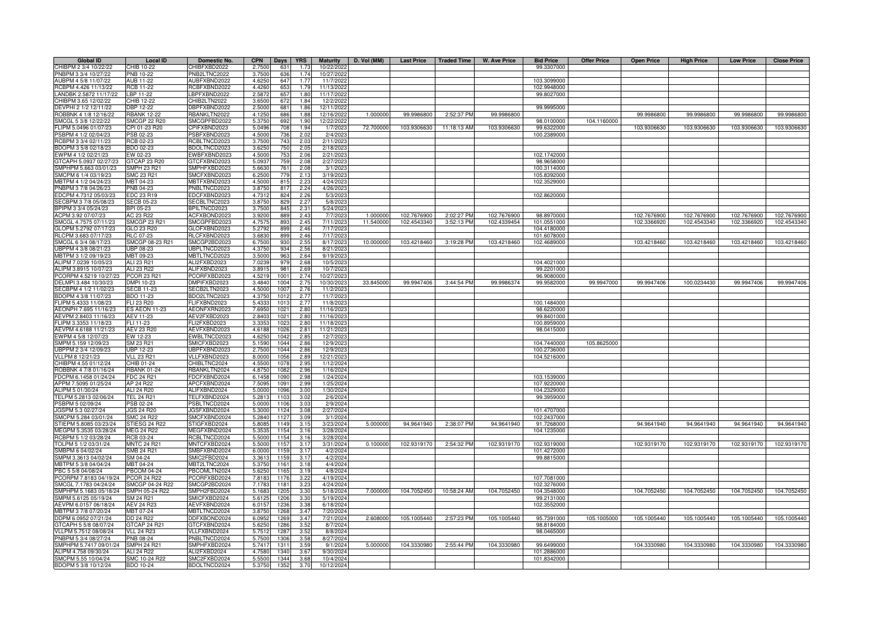| Global ID | Local ID | Domestic No. | CPN | Days | YRS | Maturity | D. Vol (MM) | Last Price | Traded Time | W. Ave Price | Bid Price | Offer Price | Open Price | High Price | Low Price | Close Price |
|---|---|---|---|---|---|---|---|---|---|---|---|---|---|---|---|---|
| CHIBPM 2 3/4 10/22/22 | CHIB 10-22 | CHIBFXBD2022 | 2.7500 | 631 | 1.73 | 10/22/2022 | | | | | 99.3307000 | | | | | |
| PNBPM 3 3/4 10/27/22 | PNB 10-22 | PNB2LTNC2022 | 3.7500 | 636 | 1.74 | 10/27/2022 | | | | | | | | | | |
| AUBPM 4 5/8 11/07/22 | AUB 11-22 | AUBFXBND2022 | 4.6250 | 647 | 1.77 | 11/7/2022 | | | | | 103.3099000 | | | | | |
| RCBPM 4.426 11/13/22 | RCB 11-22 | RCBFXBND2022 | 4.4260 | 653 | 1.79 | 11/13/2022 | | | | | 102.9948000 | | | | | |
| LANDBK 2.5872 11/17/22 | LBP 11-22 | LBPFXBND2022 | 2.5872 | 657 | 1.80 | 11/17/2022 | | | | | 99.8027000 | | | | | |
| CHIBPM 3.65 12/02/22 | CHIB 12-22 | CHIB2LTN2022 | 3.6500 | 672 | 1.84 | 12/2/2022 | | | | | | | | | | |
| DEVPHI 2 1/2 12/11/22 | DBP 12-22 | DBPFXBND2022 | 2.5000 | 681 | 1.86 | 12/11/2022 | | | | | 99.9995000 | | | | | |
| ROBBNK 4 1/8 12/16/22 | RBANK 12-22 | RBANKLTN2022 | 4.1250 | 686 | 1.88 | 12/16/2022 | 1.000000 | 99.9986800 | 2:52:37 PM | 99.9986800 | | | 99.9986800 | 99.9986800 | 99.9986800 | 99.9986800 |
| SMCGL 5 3/8 12/22/22 | SMCGP 22 R20 | SMCGPFBD2022 | 5.3750 | 692 | 1.90 | 12/22/2022 | | | | | 98.0100000 | 104.1160000 | | | | |
| FLIPM 5.0496 01/07/23 | CPI 01-23 R20 | CPIFXBND2023 | 5.0496 | 708 | 1.94 | 1/7/2023 | 72.700000 | 103.9306630 | 11:18:13 AM | 103.9306630 | 99.6322000 | | 103.9306630 | 103.9306630 | 103.9306630 | 103.9306630 |
| PSBPM 4 1/2 02/04/23 | PSB 02-23 | PSBFXBND2023 | 4.5000 | 736 | 2.02 | 2/4/2023 | | | | | 100.2389000 | | | | | |
| RCBPM 3 3/4 02/11/23 | RCB 02-23 | RCBLTNCD2023 | 3.7500 | 743 | 2.03 | 2/11/2023 | | | | | | | | | | |
| BDOPM 3 5/8 02/18/23 | BDO 02-23 | BDOLTNCD2023 | 3.6250 | 750 | 2.05 | 2/18/2023 | | | | | | | | | | |
| EWPM 4 1/2 02/21/23 | EW 02-23 | EWBFXBND2023 | 4.5000 | 753 | 2.06 | 2/21/2023 | | | | | 102.1742000 | | | | | |
| GTCAPH 5.0937 02/27/23 | GTCAP 23 R20 | GTCFXBND2023 | 5.0937 | 759 | 2.08 | 2/27/2023 | | | | | 98.9658000 | | | | | |
| SMPHPM 5.663 03/01/23 | SMPH 23 R21 | SMPHFXBD2023 | 5.6630 | 761 | 2.08 | 3/1/2023 | | | | | 100.3114000 | | | | | |
| SMCPM 6 1/4 03/19/23 | SMC 23 R21 | SMCFXBND2023 | 6.2500 | 779 | 2.13 | 3/19/2023 | | | | | 105.8392000 | | | | | |
| MBTPM 4 1/2 04/24/23 | MBT 04-23 | MBTFXBND2023 | 4.5000 | 815 | 2.23 | 4/24/2023 | | | | | 102.3529000 | | | | | |
| PNBPM 3 7/8 04/26/23 | PNB 04-23 | PNBLTNCD2023 | 3.8750 | 817 | 2.24 | 4/26/2023 | | | | | | | | | | |
| EDCPM 4.7312 05/03/23 | EDC 23 R19 | EDCFXBND2023 | 4.7312 | 824 | 2.26 | 5/3/2023 | | | | | 102.8620000 | | | | | |
| SECBPM 3 7/8 05/08/23 | SECB 05-23 | SECBLTNC2023 | 3.8750 | 829 | 2.27 | 5/8/2023 | | | | | | | | | | |
| BPIPM 3 3/4 05/24/23 | BPI 05-23 | BPILTNCD2023 | 3.7500 | 845 | 2.31 | 5/24/2023 | | | | | | | | | | |
| ACPM 3.92 07/07/23 | AC 23 R22 | ACFXBOND2023 | 3.9200 | 889 | 2.43 | 7/7/2023 | 1.000000 | 102.7676900 | 2:02:27 PM | 102.7676900 | 98.8970000 | | 102.7676900 | 102.7676900 | 102.7676900 | 102.7676900 |
| SMCGL 4.7575 07/11/23 | SMCGP 23 R21 | SMCGPFBD2023 | 4.7575 | 893 | 2.45 | 7/11/2023 | 11.540000 | 102.4543340 | 3:52:13 PM | 102.4339454 | 101.0551000 | | 102.3366920 | 102.4543340 | 102.3366920 | 102.4543340 |
| GLOPM 5.2792 07/17/23 | GLO 23 R20 | GLOFXBND2023 | 5.2792 | 899 | 2.46 | 7/17/2023 | | | | | 104.4180000 | | | | | |
| RLCPM 3.683 07/17/23 | RLC 07-23 | RLCFXBND2023 | 3.6830 | 899 | 2.46 | 7/17/2023 | | | | | 101.6078000 | | | | | |
| SMCGL 6 3/4 08/17/23 | SMCGP 08-23 R21 | SMCGP2BD2023 | 6.7500 | 930 | 2.55 | 8/17/2023 | 10.000000 | 103.4218460 | 3:19:28 PM | 103.4218460 | 102.4689000 | | 103.4218460 | 103.4218460 | 103.4218460 | 103.4218460 |
| UBPPM 4 3/8 08/21/23 | UBP 08-23 | UBPLTNCD2023 | 4.3750 | 934 | 2.56 | 8/21/2023 | | | | | | | | | | |
| MBTPM 3 1/2 09/19/23 | MBT 09-23 | MBTLTNCD2023 | 3.5000 | 963 | 2.64 | 9/19/2023 | | | | | | | | | | |
| ALIPM 7.0239 10/05/23 | ALI 23 R21 | ALI2FXBD2023 | 7.0239 | 979 | 2.68 | 10/5/2023 | | | | | 104.4021000 | | | | | |
| ALIPM 3.8915 10/07/23 | ALI 23 R22 | ALIFXBND2023 | 3.8915 | 981 | 2.69 | 10/7/2023 | | | | | 99.2201000 | | | | | |
| PCORPM 4.5219 10/27/23 | PCOR 23 R21 | PCORFXBD2023 | 4.5219 | 1001 | 2.74 | 10/27/2023 | | | | | 96.9080000 | | | | | |
| DELMPI 3.484 10/30/23 | DMPI 10-23 | DMPIFXBD2023 | 3.4840 | 1004 | 2.75 | 10/30/2023 | 33.845000 | 99.9947406 | 3:44:54 PM | 99.9986374 | 99.9582000 | 99.9947000 | 99.9947406 | 100.0234430 | 99.9947406 | 99.9947406 |
| SECBPM 4 1/2 11/02/23 | SECB 11-23 | SECB2LTN2023 | 4.5000 | 1007 | 2.76 | 11/2/2023 | | | | | | | | | | |
| BDOPM 4 3/8 11/07/23 | BDO 11-23 | BDO2LTNC2023 | 4.3750 | 1012 | 2.77 | 11/7/2023 | | | | | | | | | | |
| FLIPM 5.4333 11/08/23 | FLI 23 R20 | FLIFXBND2023 | 5.4333 | 1013 | 2.77 | 11/8/2023 | | | | | 100.1484000 | | | | | |
| AEONPH 7.695 11/16/23 | ES AEON 11-23 | AEONFXRN2023 | 7.6950 | 1021 | 2.80 | 11/16/2023 | | | | | 98.6220000 | | | | | |
| AEVPM 2.8403 11/16/23 | AEV 11-23 | AEV2FXBD2023 | 2.8403 | 1021 | 2.80 | 11/16/2023 | | | | | 99.8401000 | | | | | |
| FLIPM 3.3353 11/18/23 | FLI 11-23 | FLI2FXBD2023 | 3.3353 | 1023 | 2.80 | 11/18/2023 | | | | | 100.8959000 | | | | | |
| AEVPM 4.6188 11/21/23 | AEV 23 R20 | AEVFXBND2023 | 4.6188 | 1026 | 2.81 | 11/21/2023 | | | | | 98.0415000 | | | | | |
| EWPM 4 5/8 12/07/23 | EW 12-23 | EWBLTNCD2023 | 4.6250 | 1042 | 2.85 | 12/7/2023 | | | | | | | | | | |
| SMPM 5.159 12/09/23 | SM 23 R21 | SMICFXBD2023 | 5.1590 | 1044 | 2.86 | 12/9/2023 | | | | | 104.7440000 | 105.8625000 | | | | |
| UBPPM 2 3/4 12/09/23 | UBP 12-23 | UBPFXBND2023 | 2.7500 | 1044 | 2.86 | 12/9/2023 | | | | | 100.2736000 | | | | | |
| VLLPM 8 12/21/23 | VLL 23 R21 | VLLFXBND2023 | 8.0000 | 1056 | 2.89 | 12/21/2023 | | | | | 104.5216000 | | | | | |
| CHIBPM 4.55 01/12/24 | CHIB 01-24 | CHIBLTNC2024 | 4.5500 | 1078 | 2.95 | 1/12/2024 | | | | | | | | | | |
| ROBBNK 4 7/8 01/16/24 | RBANK 01-24 | RBANKLTN2024 | 4.8750 | 1082 | 2.96 | 1/16/2024 | | | | | | | | | | |
| FDCPM 6.1458 01/24/24 | FDC 24 R21 | FDCFXBND2024 | 6.1458 | 1090 | 2.98 | 1/24/2024 | | | | | 103.1539000 | | | | | |
| APPM 7.5095 01/25/24 | AP 24 R22 | APCFXBND2024 | 7.5095 | 1091 | 2.99 | 1/25/2024 | | | | | 107.9220000 | | | | | |
| ALIPM 5 01/30/24 | ALI 24 R20 | ALIFXBND2024 | 5.0000 | 1096 | 3.00 | 1/30/2024 | | | | | 104.2329000 | | | | | |
| TELPM 5.2813 02/06/24 | TEL 24 R21 | TELFXBND2024 | 5.2813 | 1103 | 3.02 | 2/6/2024 | | | | | 99.3959000 | | | | | |
| PSBPM 5 02/09/24 | PSB 02-24 | PSBLTNCD2024 | 5.0000 | 1106 | 3.03 | 2/9/2024 | | | | | | | | | | |
| JGSPM 5.3 02/27/24 | JGS 24 R20 | JGSFXBND2024 | 5.3000 | 1124 | 3.08 | 2/27/2024 | | | | | 101.4707000 | | | | | |
| SMCPM 5.284 03/01/24 | SMC 24 R22 | SMCFXBND2024 | 5.2840 | 1127 | 3.09 | 3/1/2024 | | | | | 102.2437000 | | | | | |
| STIEPM 5.8085 03/23/24 | STIESG 24 R22 | STIGFXBD2024 | 5.8085 | 1149 | 3.15 | 3/23/2024 | 5.000000 | 94.9641940 | 2:38:07 PM | 94.9641940 | 91.7268000 | | 94.9641940 | 94.9641940 | 94.9641940 | 94.9641940 |
| MEGPM 5.3535 03/28/24 | MEG 24 R22 | MEGFXBND2024 | 5.3535 | 1154 | 3.16 | 3/28/2024 | | | | | 104.1235000 | | | | | |
| RCBPM 5 1/2 03/28/24 | RCB 03-24 | RCBLTNCD2024 | 5.5000 | 1154 | 3.16 | 3/28/2024 | | | | | | | | | | |
| TOLPM 5 1/2 03/31/24 | MNTC 24 R21 | MNTCFXBD2024 | 5.5000 | 1157 | 3.17 | 3/31/2024 | 0.100000 | 102.9319170 | 2:54:32 PM | 102.9319170 | 102.9319000 | | 102.9319170 | 102.9319170 | 102.9319170 | 102.9319170 |
| SMBPM 6 04/02/24 | SMB 24 R21 | SMBFXBND2024 | 6.0000 | 1159 | 3.17 | 4/2/2024 | | | | | 101.4272000 | | | | | |
| SMPM 3.3613 04/02/24 | SM 04-24 | SMIC2FBD2024 | 3.3613 | 1159 | 3.17 | 4/2/2024 | | | | | 99.8815000 | | | | | |
| MBTPM 5 3/8 04/04/24 | MBT 04-24 | MBT2LTNC2024 | 5.3750 | 1161 | 3.18 | 4/4/2024 | | | | | | | | | | |
| PBC 5 5/8 04/08/24 | PBCOM 04-24 | PBCOMLTN2024 | 5.6250 | 1165 | 3.19 | 4/8/2024 | | | | | | | | | | |
| PCORPM 7.8183 04/19/24 | PCOR 24 R22 | PCORFXBD2024 | 7.8183 | 1176 | 3.22 | 4/19/2024 | | | | | 107.7081000 | | | | | |
| SMCGL 7.1783 04/24/24 | SMCGP 04-24 R22 | SMCGP2BD2024 | 7.1783 | 1181 | 3.23 | 4/24/2024 | | | | | 102.3276000 | | | | | |
| SMPHPM 5.1683 05/18/24 | SMPH 05-24 R22 | SMPH2FBD2024 | 5.1683 | 1205 | 3.30 | 5/18/2024 | 7.000000 | 104.7052450 | 10:58:24 AM | 104.7052450 | 104.3548000 | | 104.7052450 | 104.7052450 | 104.7052450 | 104.7052450 |
| SMPM 5.6125 05/19/24 | SM 24 R21 | SMICFXBD2024 | 5.6125 | 1206 | 3.30 | 5/19/2024 | | | | | 99.2131000 | | | | | |
| AEVPM 6.0157 06/18/24 | AEV 24 R23 | AEVFXBND2024 | 6.0157 | 1236 | 3.38 | 6/18/2024 | | | | | 102.3552000 | | | | | |
| MBTPM 3 7/8 07/20/24 | MBT 07-24 | MBTLTNCD2024 | 3.8750 | 1268 | 3.47 | 7/20/2024 | | | | | | | | | | |
| DDPM 6.0952 07/21/24 | DD 24 R22 | DDFXBOND2024 | 6.0952 | 1269 | 3.47 | 7/21/2024 | 2.608000 | 105.1005440 | 2:57:23 PM | 105.1005440 | 95.7391000 | 105.1005000 | 105.1005440 | 105.1005440 | 105.1005440 | 105.1005440 |
| GTCAPH 5 5/8 08/07/24 | GTCAP 24 R21 | GTCFXBND2024 | 5.6250 | 1286 | 3.52 | 8/7/2024 | | | | | 98.8184000 | | | | | |
| VLLPM 5.7512 08/08/24 | VLL 24 R23 | VLLFXBND2024 | 5.7512 | 1287 | 3.52 | 8/8/2024 | | | | | 98.0465000 | | | | | |
| PNBPM 5 3/4 08/27/24 | PNB 08-24 | PNBLTNCD2024 | 5.7500 | 1306 | 3.58 | 8/27/2024 | | | | | | | | | | |
| SMPHPM 5.7417 09/01/24 | SMPH 24 R21 | SMPHFXBD2024 | 5.7417 | 1311 | 3.59 | 9/1/2024 | 5.000000 | 104.3330980 | 2:55:44 PM | 104.3330980 | 99.6499000 | | 104.3330980 | 104.3330980 | 104.3330980 | 104.3330980 |
| ALIPM 4.758 09/30/24 | ALI 24 R22 | ALI2FXBD2024 | 4.7580 | 1340 | 3.67 | 9/30/2024 | | | | | 101.2886000 | | | | | |
| SMCPM 5.55 10/04/24 | SMC 10-24 R22 | SMC2FXBD2024 | 5.5500 | 1344 | 3.68 | 10/4/2024 | | | | | 101.8342000 | | | | | |
| BDOPM 5 3/8 10/12/24 | BDO 10-24 | BDOLTNCD2024 | 5.3750 | 1352 | 3.70 | 10/12/2024 | | | | | | | | | | |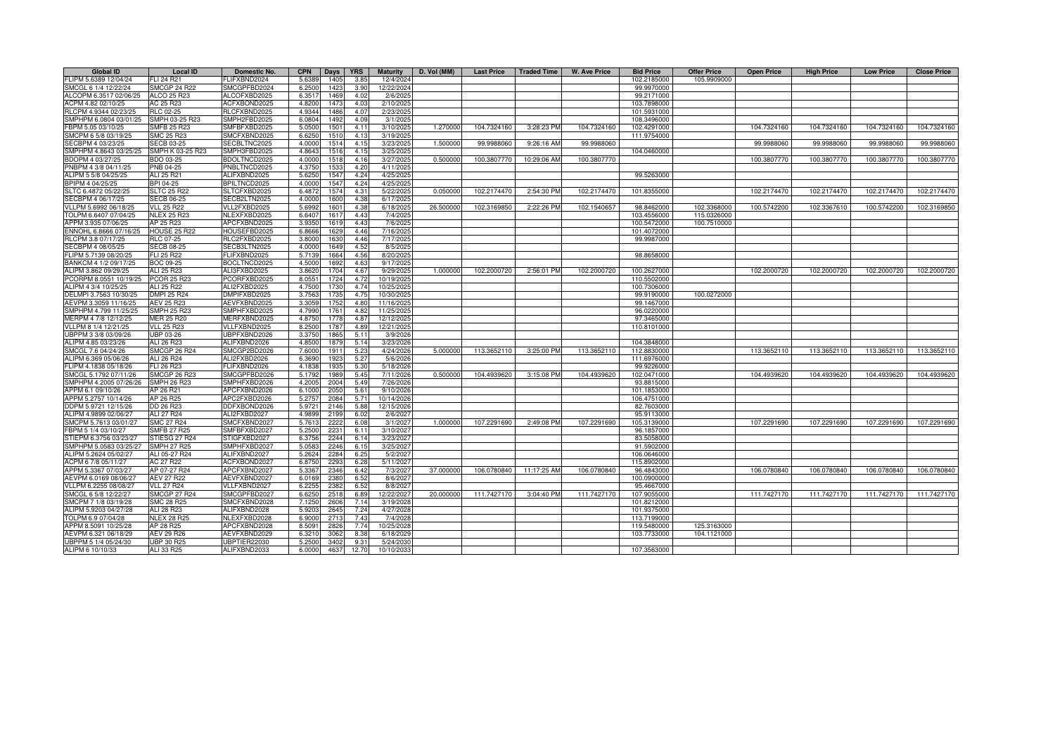| Global ID | Local ID | Domestic No. | CPN | Days | YRS | Maturity | D. Vol (MM) | Last Price | Traded Time | W. Ave Price | Bid Price | Offer Price | Open Price | High Price | Low Price | Close Price |
|---|---|---|---|---|---|---|---|---|---|---|---|---|---|---|---|---|
| FLIPM 5.6389 12/04/24 | FLI 24 R21 | FLIFXBND2024 | 5.6389 | 1405 | 3.85 | 12/4/2024 | | | | | 102.2185000 | 105.9909000 | | | | |
| SMCGL 6 1/4 12/22/24 | SMCGP 24 R22 | SMCGPFBD2024 | 6.2500 | 1423 | 3.90 | 12/22/2024 | | | | | 99.9970000 | | | | | |
| ALCOPM 6.3517 02/06/25 | ALCO 25 R23 | ALCOFXBD2025 | 6.3517 | 1469 | 4.02 | 2/6/2025 | | | | | 99.2171000 | | | | | |
| ACPM 4.82 02/10/25 | AC 25 R23 | ACFXBOND2025 | 4.8200 | 1473 | 4.03 | 2/10/2025 | | | | | 103.7898000 | | | | | |
| RLCPM 4.9344 02/23/25 | RLC 02-25 | RLCFXBND2025 | 4.9344 | 1486 | 4.07 | 2/23/2025 | | | | | 101.5931000 | | | | | |
| SMPHPM 6.0804 03/01/25 | SMPH 03-25 R23 | SMPH2FBD2025 | 6.0804 | 1492 | 4.09 | 3/1/2025 | | | | | 108.3496000 | | | | | |
| FBPM 5.05 03/10/25 | SMFB 25 R23 | SMFBFXBD2025 | 5.0500 | 1501 | 4.11 | 3/10/2025 | 1.270000 | 104.7324160 | 3:28:23 PM | 104.7324160 | 102.4291000 | | 104.7324160 | 104.7324160 | 104.7324160 | 104.7324160 |
| SMCPM 6 5/8 03/19/25 | SMC 25 R23 | SMCFXBND2025 | 6.6250 | 1510 | 4.13 | 3/19/2025 | | | | | 111.9754000 | | | | | |
| SECBPM 4 03/23/25 | SECB 03-25 | SECBLTNC2025 | 4.0000 | 1514 | 4.15 | 3/23/2025 | 1.500000 | 99.9988060 | 9:26:16 AM | 99.9988060 | | | 99.9988060 | 99.9988060 | 99.9988060 | 99.9988060 |
| SMPHPM 4.8643 03/25/25 | SMPH K 03-25 R23 | SMPH3FBD2025 | 4.8643 | 1516 | 4.15 | 3/25/2025 | | | | | 104.0460000 | | | | | |
| BDOPM 4 03/27/25 | BDO 03-25 | BDOLTNCD2025 | 4.0000 | 1518 | 4.16 | 3/27/2025 | 0.500000 | 100.3807770 | 10:29:06 AM | 100.3807770 | | | 100.3807770 | 100.3807770 | 100.3807770 | 100.3807770 |
| PNBPM 4 3/8 04/11/25 | PNB 04-25 | PNBLTNCD2025 | 4.3750 | 1533 | 4.20 | 4/11/2025 | | | | | | | | | | |
| ALIPM 5 5/8 04/25/25 | ALI 25 R21 | ALIFXBND2025 | 5.6250 | 1547 | 4.24 | 4/25/2025 | | | | | 99.5263000 | | | | | |
| BPIPM 4 04/25/25 | BPI 04-25 | BPILTNCD2025 | 4.0000 | 1547 | 4.24 | 4/25/2025 | | | | | | | | | | |
| SLTC 6.4872 05/22/25 | SLTC 25 R22 | SLTCFXBD2025 | 6.4872 | 1574 | 4.31 | 5/22/2025 | 0.050000 | 102.2174470 | 2:54:30 PM | 102.2174470 | 101.8355000 | | 102.2174470 | 102.2174470 | 102.2174470 | 102.2174470 |
| SECBPM 4 06/17/25 | SECB 06-25 | SECB2LTN2025 | 4.0000 | 1600 | 4.38 | 6/17/2025 | | | | | | | | | | |
| VLLPM 5.6992 06/18/25 | VLL 25 R22 | VLL2FXBD2025 | 5.6992 | 1601 | 4.38 | 6/18/2025 | 26.500000 | 102.3169850 | 2:22:26 PM | 102.1540657 | 98.8462000 | 102.3368000 | 100.5742200 | 102.3367610 | 100.5742200 | 102.3169850 |
| TOLPM 6.6407 07/04/25 | NLEX 25 R23 | NLEXFXBD2025 | 6.6407 | 1617 | 4.43 | 7/4/2025 | | | | | 103.4556000 | 115.0326000 | | | | |
| APPM 3.935 07/06/25 | AP 25 R23 | APCFXBND2025 | 3.9350 | 1619 | 4.43 | 7/6/2025 | | | | | 100.5472000 | 100.7510000 | | | | |
| ENNOHL 6.8666 07/16/25 | HOUSE 25 R22 | HOUSEFBD2025 | 6.8666 | 1629 | 4.46 | 7/16/2025 | | | | | 101.4072000 | | | | | |
| RLCPM 3.8 07/17/25 | RLC 07-25 | RLC2FXBD2025 | 3.8000 | 1630 | 4.46 | 7/17/2025 | | | | | 99.9987000 | | | | | |
| SECBPM 4 08/05/25 | SECB 08-25 | SECB3LTN2025 | 4.0000 | 1649 | 4.52 | 8/5/2025 | | | | | | | | | | |
| FLIPM 5.7139 08/20/25 | FLI 25 R22 | FLIFXBND2025 | 5.7139 | 1664 | 4.56 | 8/20/2025 | | | | | 98.8658000 | | | | | |
| BANKCM 4 1/2 09/17/25 | BOC 09-25 | BOCLTNCD2025 | 4.5000 | 1692 | 4.63 | 9/17/2025 | | | | | | | | | | |
| ALIPM 3.862 09/29/25 | ALI 25 R23 | ALI3FXBD2025 | 3.8620 | 1704 | 4.67 | 9/29/2025 | 1.000000 | 102.2000720 | 2:56:01 PM | 102.2000720 | 100.2627000 | | 102.2000720 | 102.2000720 | 102.2000720 | 102.2000720 |
| PCORPM 8.0551 10/19/25 | PCOR 25 R23 | PCORFXBD2025 | 8.0551 | 1724 | 4.72 | 10/19/2025 | | | | | 110.5502000 | | | | | |
| ALIPM 4 3/4 10/25/25 | ALI 25 R22 | ALI2FXBD2025 | 4.7500 | 1730 | 4.74 | 10/25/2025 | | | | | 100.7306000 | | | | | |
| DELMPI 3.7563 10/30/25 | DMPI 25 R24 | DMPIFXBD2025 | 3.7563 | 1735 | 4.75 | 10/30/2025 | | | | | 99.9190000 | 100.0272000 | | | | |
| AEVPM 3.3059 11/16/25 | AEV 25 R23 | AEVFXBND2025 | 3.3059 | 1752 | 4.80 | 11/16/2025 | | | | | 99.1467000 | | | | | |
| SMPHPM 4.799 11/25/25 | SMPH 25 R23 | SMPHFXBD2025 | 4.7990 | 1761 | 4.82 | 11/25/2025 | | | | | 96.0220000 | | | | | |
| MERPM 4 7/8 12/12/25 | MER 25 R20 | MERFXBND2025 | 4.8750 | 1778 | 4.87 | 12/12/2025 | | | | | 97.3465000 | | | | | |
| VLLPM 8 1/4 12/21/25 | VLL 25 R23 | VLLFXBND2025 | 8.2500 | 1787 | 4.89 | 12/21/2025 | | | | | 110.8101000 | | | | | |
| UBPPM 3 3/8 03/09/26 | UBP 03-26 | UBPFXBND2026 | 3.3750 | 1865 | 5.11 | 3/9/2026 | | | | | | | | | | |
| ALIPM 4.85 03/23/26 | ALI 26 R23 | ALIFXBND2026 | 4.8500 | 1879 | 5.14 | 3/23/2026 | | | | | 104.3848000 | | | | | |
| SMCGL 7.6 04/24/26 | SMCGP 26 R24 | SMCGP2BD2026 | 7.6000 | 1911 | 5.23 | 4/24/2026 | 5.000000 | 113.3652110 | 3:25:00 PM | 113.3652110 | 112.8830000 | | 113.3652110 | 113.3652110 | 113.3652110 | 113.3652110 |
| ALIPM 6.369 05/06/26 | ALI 26 R24 | ALI2FXBD2026 | 6.3690 | 1923 | 5.27 | 5/6/2026 | | | | | 111.6976000 | | | | | |
| FLIPM 4.1838 05/18/26 | FLI 26 R23 | FLIFXBND2026 | 4.1838 | 1935 | 5.30 | 5/18/2026 | | | | | 99.9226000 | | | | | |
| SMCGL 5.1792 07/11/26 | SMCGP 26 R23 | SMCGPFBD2026 | 5.1792 | 1989 | 5.45 | 7/11/2026 | 0.500000 | 104.4939620 | 3:15:08 PM | 104.4939620 | 102.0471000 | | 104.4939620 | 104.4939620 | 104.4939620 | 104.4939620 |
| SMPHPM 4.2005 07/26/26 | SMPH 26 R23 | SMPHFXBD2026 | 4.2005 | 2004 | 5.49 | 7/26/2026 | | | | | 93.8815000 | | | | | |
| APPM 6.1 09/10/26 | AP 26 R21 | APCFXBND2026 | 6.1000 | 2050 | 5.61 | 9/10/2026 | | | | | 101.1853000 | | | | | |
| APPM 5.2757 10/14/26 | AP 26 R25 | APC2FXBD2026 | 5.2757 | 2084 | 5.71 | 10/14/2026 | | | | | 106.4751000 | | | | | |
| DDPM 5.9721 12/15/26 | DD 26 R23 | DDFXBOND2026 | 5.9721 | 2146 | 5.88 | 12/15/2026 | | | | | 82.7603000 | | | | | |
| ALIPM 4.9899 02/06/27 | ALI 27 R24 | ALI2FXBD2027 | 4.9899 | 2199 | 6.02 | 2/6/2027 | | | | | 95.9113000 | | | | | |
| SMCPM 5.7613 03/01/27 | SMC 27 R24 | SMCFXBND2027 | 5.7613 | 2222 | 6.08 | 3/1/2027 | 1.000000 | 107.2291690 | 2:49:08 PM | 107.2291690 | 105.3139000 | | 107.2291690 | 107.2291690 | 107.2291690 | 107.2291690 |
| FBPM 5 1/4 03/10/27 | SMFB 27 R25 | SMFBFXBD2027 | 5.2500 | 2231 | 6.11 | 3/10/2027 | | | | | 96.1857000 | | | | | |
| STIEPM 6.3756 03/23/27 | STIESG 27 R24 | STIGFXBD2027 | 6.3756 | 2244 | 6.14 | 3/23/2027 | | | | | 83.5058000 | | | | | |
| SMPHPM 5.0583 03/25/27 | SMPH 27 R25 | SMPHFXBD2027 | 5.0583 | 2246 | 6.15 | 3/25/2027 | | | | | 91.5902000 | | | | | |
| ALIPM 5.2624 05/02/27 | ALI 05-27 R24 | ALIFXBND2027 | 5.2624 | 2284 | 6.25 | 5/2/2027 | | | | | 106.0646000 | | | | | |
| ACPM 6 7/8 05/11/27 | AC 27 R22 | ACFXBOND2027 | 6.8750 | 2293 | 6.28 | 5/11/2027 | | | | | 115.8902000 | | | | | |
| APPM 5.3367 07/03/27 | AP 07-27 R24 | APCFXBND2027 | 5.3367 | 2346 | 6.42 | 7/3/2027 | 37.000000 | 106.0780840 | 11:17:25 AM | 106.0780840 | 96.4843000 | | 106.0780840 | 106.0780840 | 106.0780840 | 106.0780840 |
| AEVPM 6.0169 08/06/27 | AEV 27 R22 | AEVFXBND2027 | 6.0169 | 2380 | 6.52 | 8/6/2027 | | | | | 100.0900000 | | | | | |
| VLLPM 6.2255 08/08/27 | VLL 27 R24 | VLLFXBND2027 | 6.2255 | 2382 | 6.52 | 8/8/2027 | | | | | 95.4667000 | | | | | |
| SMCGL 6 5/8 12/22/27 | SMCGP 27 R24 | SMCGPFBD2027 | 6.6250 | 2518 | 6.89 | 12/22/2027 | 20.000000 | 111.7427170 | 3:04:40 PM | 111.7427170 | 107.9055000 | | 111.7427170 | 111.7427170 | 111.7427170 | 111.7427170 |
| SMCPM 7 1/8 03/19/28 | SMC 28 R25 | SMCFXBND2028 | 7.1250 | 2606 | 7.14 | 3/19/2028 | | | | | 101.8212000 | | | | | |
| ALIPM 5.9203 04/27/28 | ALI 28 R23 | ALIFXBND2028 | 5.9203 | 2645 | 7.24 | 4/27/2028 | | | | | 101.9375000 | | | | | |
| TOLPM 6.9 07/04/28 | NLEX 28 R25 | NLEXFXBD2028 | 6.9000 | 2713 | 7.43 | 7/4/2028 | | | | | 113.7199000 | | | | | |
| APPM 8.5091 10/25/28 | AP 28 R25 | APCFXBND2028 | 8.5091 | 2826 | 7.74 | 10/25/2028 | | | | | 119.5480000 | 125.3163000 | | | | |
| AEVPM 6.321 06/18/29 | AEV 29 R26 | AEVFXBND2029 | 6.3210 | 3062 | 8.38 | 6/18/2029 | | | | | 103.7733000 | 104.1121000 | | | | |
| UBPPM 5 1/4 05/24/30 | UBP 30 R25 | UBPTIER22030 | 5.2500 | 3402 | 9.31 | 5/24/2030 | | | | | | | | | | |
| ALIPM 6 10/10/33 | ALI 33 R25 | ALIFXBND2033 | 6.0000 | 4637 | 12.70 | 10/10/2033 | | | | | 107.3563000 | | | | | |